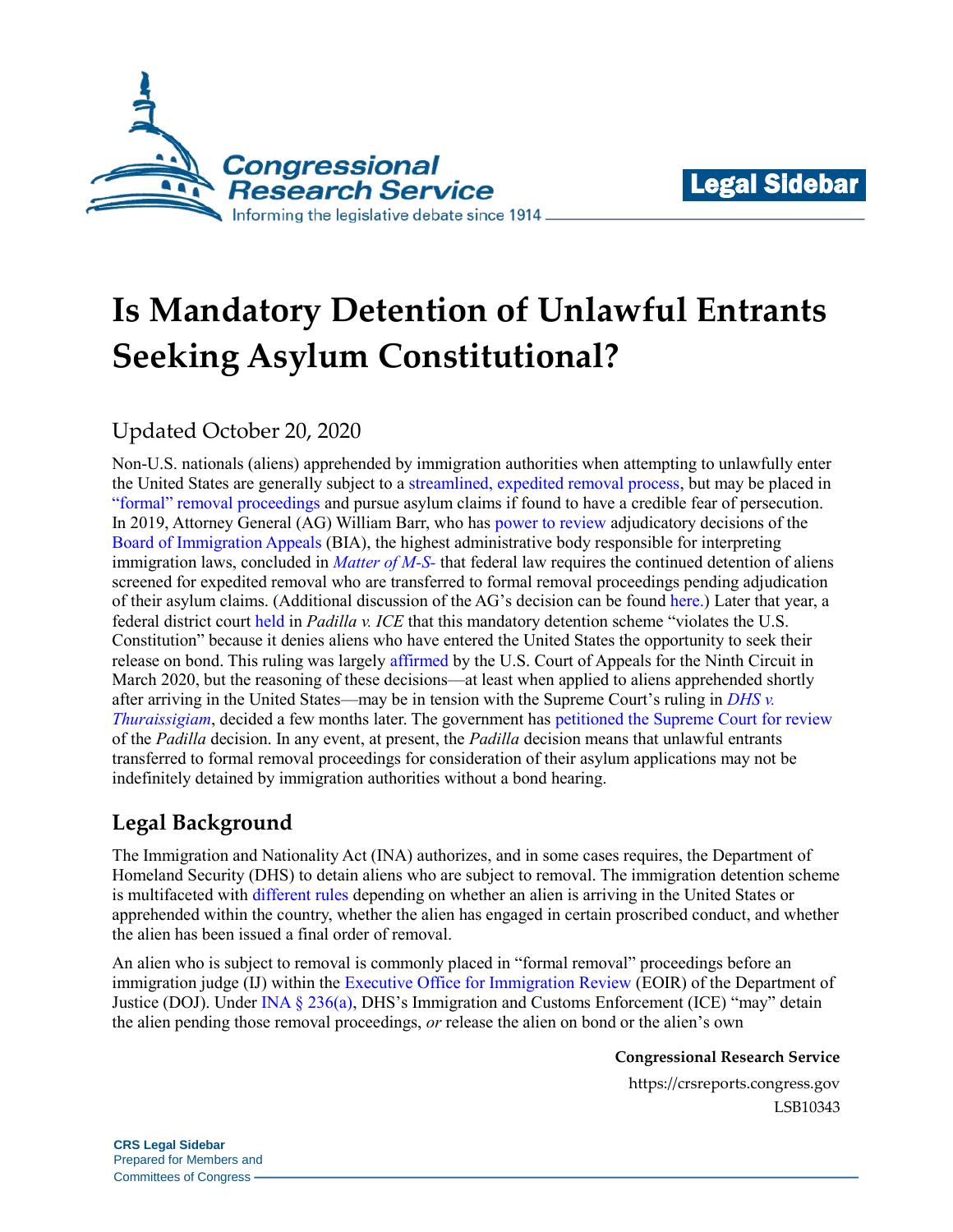# Is Mandatory Detention of Unlawful Entrants Seeking Asylum Constitutional?

Updated October 20, 2020

Non-U.S. nationals (aliens) apprehended by immigration authorities when attempting to unlawfully enter the United States are generally subject to a streamlined, expedited removal process, but may be placed in "formal" removal proceedings and pursue asylum claims if found to have a credible fear of persecution. In 2019, Attorney General (AG) William Barr, who has power to review adjudicatory decisions of the Board of Immigration Appeals (BIA), the highest administrative body responsible for interpreting immigration laws, concluded in *Matter of M-S-* that federal law requires the continued detention of aliens screened for expedited removal who are transferred to formal removal proceedings pending adjudication of their asylum claims. (Additional discussion of the AG's decision can be found here.) Later that year, a federal district court held in *Padilla v. ICE* that this mandatory detention scheme "violates the U.S. Constitution" because it denies aliens who have entered the United States the opportunity to seek their release on bond. This ruling was largely affirmed by the U.S. Court of Appeals for the Ninth Circuit in March 2020, but the reasoning of these decisions—at least when applied to aliens apprehended shortly after arriving in the United States—may be in tension with the Supreme Court's ruling in *DHS v. Thuraissigiam*, decided a few months later. The government has petitioned the Supreme Court for review of the *Padilla* decision. In any event, at present, the *Padilla* decision means that unlawful entrants transferred to formal removal proceedings for consideration of their asylum applications may not be indefinitely detained by immigration authorities without a bond hearing.

## Legal Background

The Immigration and Nationality Act (INA) authorizes, and in some cases requires, the Department of Homeland Security (DHS) to detain aliens who are subject to removal. The immigration detention scheme is multifaceted with different rules depending on whether an alien is arriving in the United States or apprehended within the country, whether the alien has engaged in certain proscribed conduct, and whether the alien has been issued a final order of removal.

An alien who is subject to removal is commonly placed in "formal removal" proceedings before an immigration judge (IJ) within the Executive Office for Immigration Review (EOIR) of the Department of Justice (DOJ). Under INA § 236(a), DHS's Immigration and Customs Enforcement (ICE) "may" detain the alien pending those removal proceedings, *or* release the alien on bond or the alien's own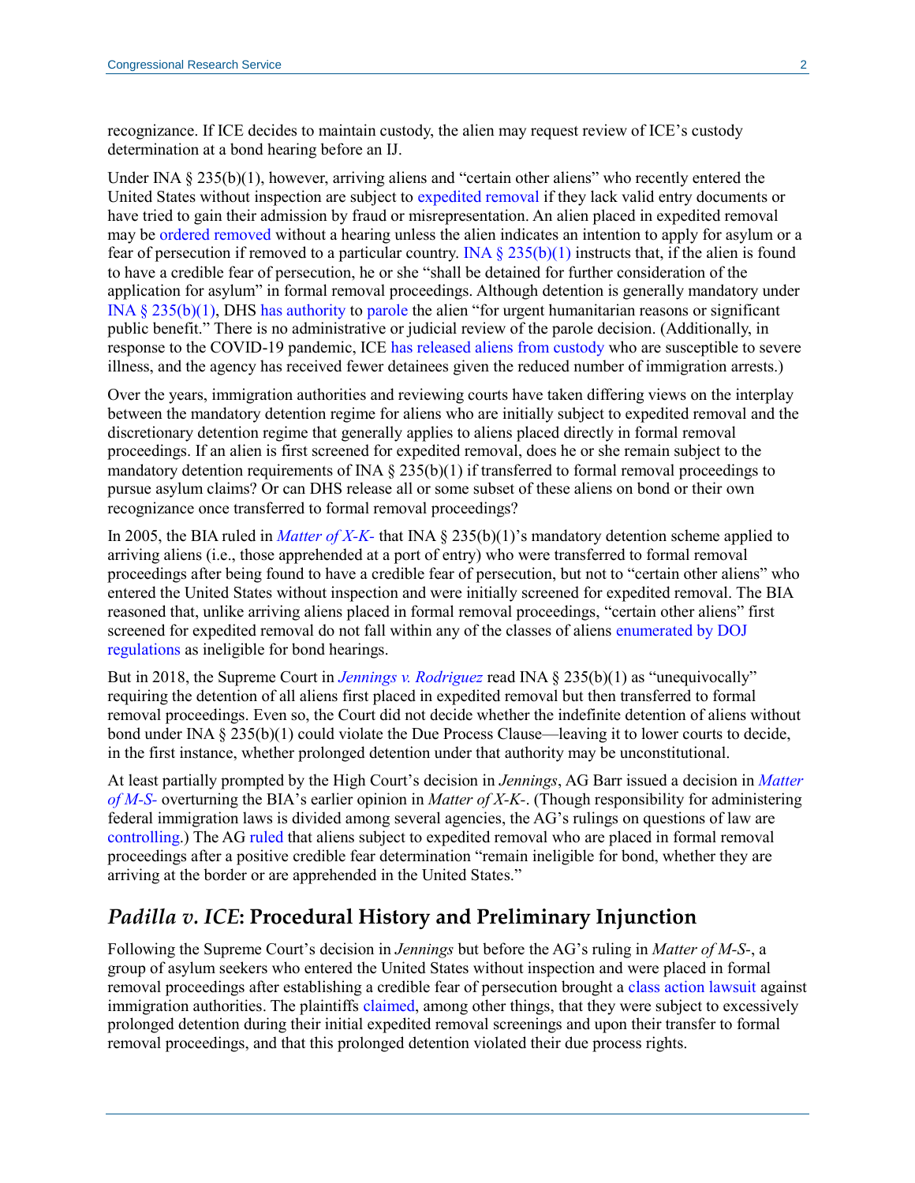recognizance. If ICE decides to maintain custody, the alien may request review of ICE's custody determination at a bond hearing before an IJ.

Under INA § 235(b)(1), however, arriving aliens and "certain other aliens" who recently entered the United States without inspection are subject to expedited removal if they lack valid entry documents or have tried to gain their admission by fraud or misrepresentation. An alien placed in expedited removal may be ordered removed without a hearing unless the alien indicates an intention to apply for asylum or a fear of persecution if removed to a particular country. INA § 235(b)(1) instructs that, if the alien is found to have a credible fear of persecution, he or she "shall be detained for further consideration of the application for asylum" in formal removal proceedings. Although detention is generally mandatory under INA § 235(b)(1), DHS has authority to parole the alien "for urgent humanitarian reasons or significant public benefit." There is no administrative or judicial review of the parole decision. (Additionally, in response to the COVID-19 pandemic, ICE has released aliens from custody who are susceptible to severe illness, and the agency has received fewer detainees given the reduced number of immigration arrests.)

Over the years, immigration authorities and reviewing courts have taken differing views on the interplay between the mandatory detention regime for aliens who are initially subject to expedited removal and the discretionary detention regime that generally applies to aliens placed directly in formal removal proceedings. If an alien is first screened for expedited removal, does he or she remain subject to the mandatory detention requirements of INA § 235(b)(1) if transferred to formal removal proceedings to pursue asylum claims? Or can DHS release all or some subset of these aliens on bond or their own recognizance once transferred to formal removal proceedings?

In 2005, the BIA ruled in *Matter of X-K-* that INA § 235(b)(1)'s mandatory detention scheme applied to arriving aliens (i.e., those apprehended at a port of entry) who were transferred to formal removal proceedings after being found to have a credible fear of persecution, but not to "certain other aliens" who entered the United States without inspection and were initially screened for expedited removal. The BIA reasoned that, unlike arriving aliens placed in formal removal proceedings, "certain other aliens" first screened for expedited removal do not fall within any of the classes of aliens enumerated by DOJ regulations as ineligible for bond hearings.

But in 2018, the Supreme Court in *Jennings v. Rodriguez* read INA § 235(b)(1) as "unequivocally" requiring the detention of all aliens first placed in expedited removal but then transferred to formal removal proceedings. Even so, the Court did not decide whether the indefinite detention of aliens without bond under INA § 235(b)(1) could violate the Due Process Clause—leaving it to lower courts to decide, in the first instance, whether prolonged detention under that authority may be unconstitutional.

At least partially prompted by the High Court's decision in *Jennings*, AG Barr issued a decision in *Matter of M-S-* overturning the BIA's earlier opinion in *Matter of X-K-*. (Though responsibility for administering federal immigration laws is divided among several agencies, the AG's rulings on questions of law are controlling.) The AG ruled that aliens subject to expedited removal who are placed in formal removal proceedings after a positive credible fear determination "remain ineligible for bond, whether they are arriving at the border or are apprehended in the United States."

## *Padilla v. ICE*: Procedural History and Preliminary Injunction

Following the Supreme Court's decision in *Jennings* but before the AG's ruling in *Matter of M-S-*, a group of asylum seekers who entered the United States without inspection and were placed in formal removal proceedings after establishing a credible fear of persecution brought a class action lawsuit against immigration authorities. The plaintiffs claimed, among other things, that they were subject to excessively prolonged detention during their initial expedited removal screenings and upon their transfer to formal removal proceedings, and that this prolonged detention violated their due process rights.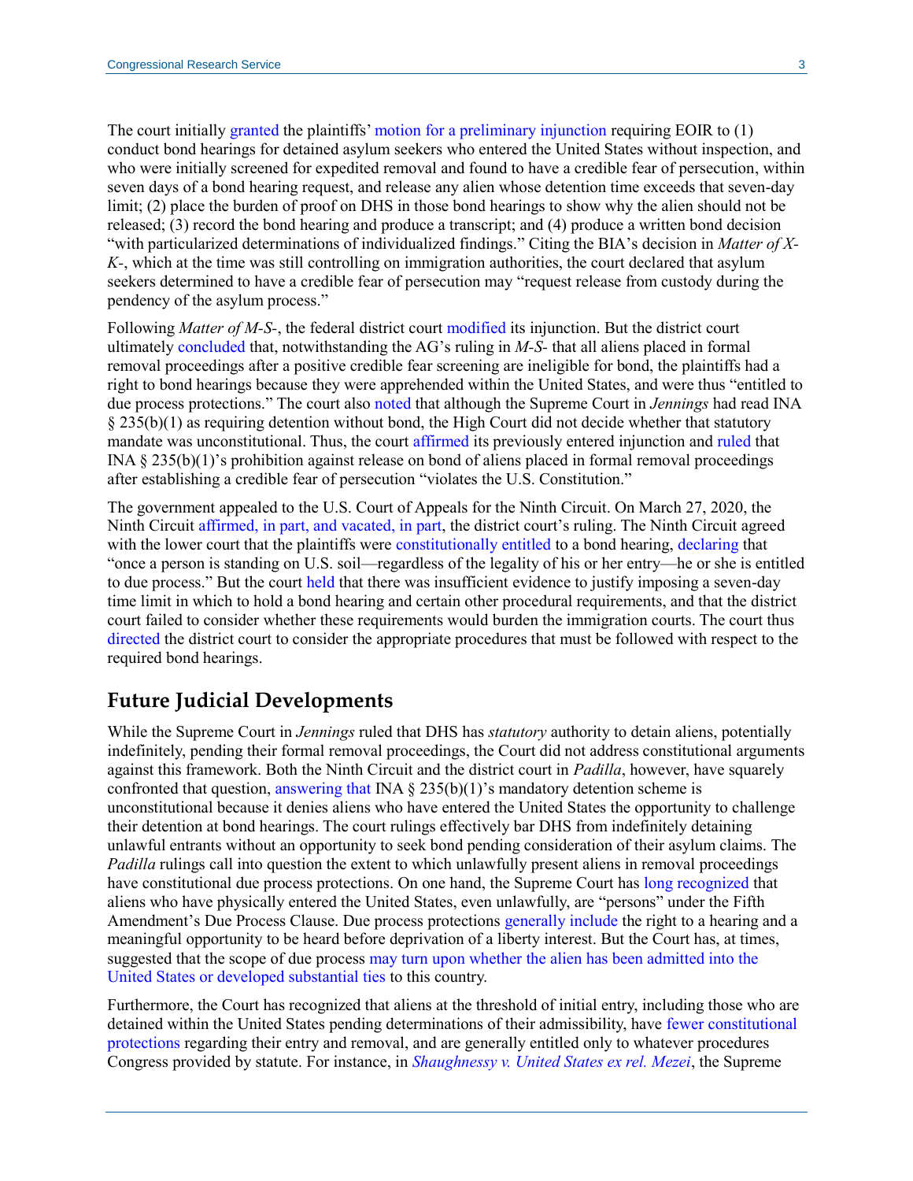The court initially granted the plaintiffs' motion for a preliminary injunction requiring EOIR to (1) conduct bond hearings for detained asylum seekers who entered the United States without inspection, and who were initially screened for expedited removal and found to have a credible fear of persecution, within seven days of a bond hearing request, and release any alien whose detention time exceeds that seven-day limit; (2) place the burden of proof on DHS in those bond hearings to show why the alien should not be released; (3) record the bond hearing and produce a transcript; and (4) produce a written bond decision "with particularized determinations of individualized findings." Citing the BIA's decision in *Matter of X-K-*, which at the time was still controlling on immigration authorities, the court declared that asylum seekers determined to have a credible fear of persecution may "request release from custody during the pendency of the asylum process."

Following *Matter of M-S-*, the federal district court modified its injunction. But the district court ultimately concluded that, notwithstanding the AG's ruling in *M-S-* that all aliens placed in formal removal proceedings after a positive credible fear screening are ineligible for bond, the plaintiffs had a right to bond hearings because they were apprehended within the United States, and were thus "entitled to due process protections." The court also noted that although the Supreme Court in *Jennings* had read INA § 235(b)(1) as requiring detention without bond, the High Court did not decide whether that statutory mandate was unconstitutional. Thus, the court affirmed its previously entered injunction and ruled that INA § 235(b)(1)'s prohibition against release on bond of aliens placed in formal removal proceedings after establishing a credible fear of persecution "violates the U.S. Constitution."

The government appealed to the U.S. Court of Appeals for the Ninth Circuit. On March 27, 2020, the Ninth Circuit affirmed, in part, and vacated, in part, the district court's ruling. The Ninth Circuit agreed with the lower court that the plaintiffs were constitutionally entitled to a bond hearing, declaring that "once a person is standing on U.S. soil—regardless of the legality of his or her entry—he or she is entitled to due process." But the court held that there was insufficient evidence to justify imposing a seven-day time limit in which to hold a bond hearing and certain other procedural requirements, and that the district court failed to consider whether these requirements would burden the immigration courts. The court thus directed the district court to consider the appropriate procedures that must be followed with respect to the required bond hearings.

## Future Judicial Developments

While the Supreme Court in *Jennings* ruled that DHS has *statutory* authority to detain aliens, potentially indefinitely, pending their formal removal proceedings, the Court did not address constitutional arguments against this framework. Both the Ninth Circuit and the district court in *Padilla*, however, have squarely confronted that question, answering that INA § 235(b)(1)'s mandatory detention scheme is unconstitutional because it denies aliens who have entered the United States the opportunity to challenge their detention at bond hearings. The court rulings effectively bar DHS from indefinitely detaining unlawful entrants without an opportunity to seek bond pending consideration of their asylum claims. The *Padilla* rulings call into question the extent to which unlawfully present aliens in removal proceedings have constitutional due process protections. On one hand, the Supreme Court has long recognized that aliens who have physically entered the United States, even unlawfully, are "persons" under the Fifth Amendment's Due Process Clause. Due process protections generally include the right to a hearing and a meaningful opportunity to be heard before deprivation of a liberty interest. But the Court has, at times, suggested that the scope of due process may turn upon whether the alien has been admitted into the United States or developed substantial ties to this country.

Furthermore, the Court has recognized that aliens at the threshold of initial entry, including those who are detained within the United States pending determinations of their admissibility, have fewer constitutional protections regarding their entry and removal, and are generally entitled only to whatever procedures Congress provided by statute. For instance, in *Shaughnessy v. United States ex rel. Mezei*, the Supreme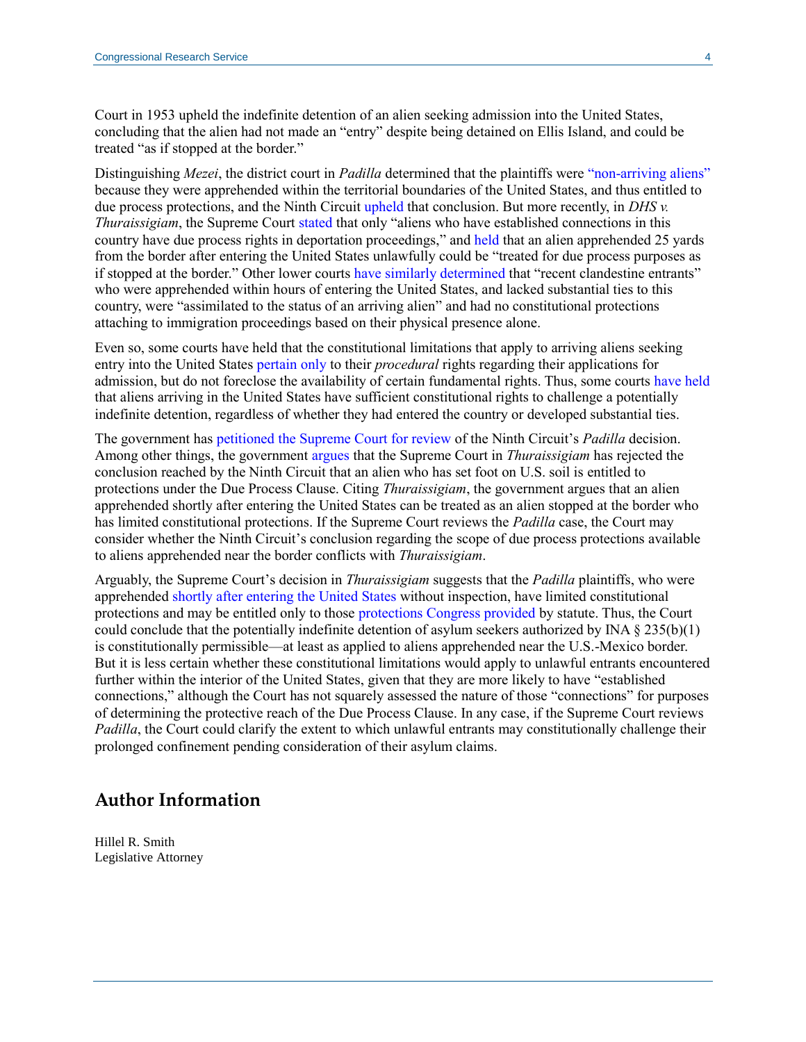Court in 1953 upheld the indefinite detention of an alien seeking admission into the United States, concluding that the alien had not made an "entry" despite being detained on Ellis Island, and could be treated "as if stopped at the border."

Distinguishing *Mezei*, the district court in *Padilla* determined that the plaintiffs were "non-arriving aliens" because they were apprehended within the territorial boundaries of the United States, and thus entitled to due process protections, and the Ninth Circuit upheld that conclusion. But more recently, in *DHS v. Thuraissigiam*, the Supreme Court stated that only "aliens who have established connections in this country have due process rights in deportation proceedings," and held that an alien apprehended 25 yards from the border after entering the United States unlawfully could be "treated for due process purposes as if stopped at the border." Other lower courts have similarly determined that "recent clandestine entrants" who were apprehended within hours of entering the United States, and lacked substantial ties to this country, were "assimilated to the status of an arriving alien" and had no constitutional protections attaching to immigration proceedings based on their physical presence alone.

Even so, some courts have held that the constitutional limitations that apply to arriving aliens seeking entry into the United States pertain only to their *procedural* rights regarding their applications for admission, but do not foreclose the availability of certain fundamental rights. Thus, some courts have held that aliens arriving in the United States have sufficient constitutional rights to challenge a potentially indefinite detention, regardless of whether they had entered the country or developed substantial ties.

The government has petitioned the Supreme Court for review of the Ninth Circuit's *Padilla* decision. Among other things, the government argues that the Supreme Court in *Thuraissigiam* has rejected the conclusion reached by the Ninth Circuit that an alien who has set foot on U.S. soil is entitled to protections under the Due Process Clause. Citing *Thuraissigiam*, the government argues that an alien apprehended shortly after entering the United States can be treated as an alien stopped at the border who has limited constitutional protections. If the Supreme Court reviews the *Padilla* case, the Court may consider whether the Ninth Circuit's conclusion regarding the scope of due process protections available to aliens apprehended near the border conflicts with *Thuraissigiam*.

Arguably, the Supreme Court's decision in *Thuraissigiam* suggests that the *Padilla* plaintiffs, who were apprehended shortly after entering the United States without inspection, have limited constitutional protections and may be entitled only to those protections Congress provided by statute. Thus, the Court could conclude that the potentially indefinite detention of asylum seekers authorized by INA § 235(b)(1) is constitutionally permissible—at least as applied to aliens apprehended near the U.S.-Mexico border. But it is less certain whether these constitutional limitations would apply to unlawful entrants encountered further within the interior of the United States, given that they are more likely to have "established connections," although the Court has not squarely assessed the nature of those "connections" for purposes of determining the protective reach of the Due Process Clause. In any case, if the Supreme Court reviews *Padilla*, the Court could clarify the extent to which unlawful entrants may constitutionally challenge their prolonged confinement pending consideration of their asylum claims.

## Author Information

Hillel R. Smith
Legislative Attorney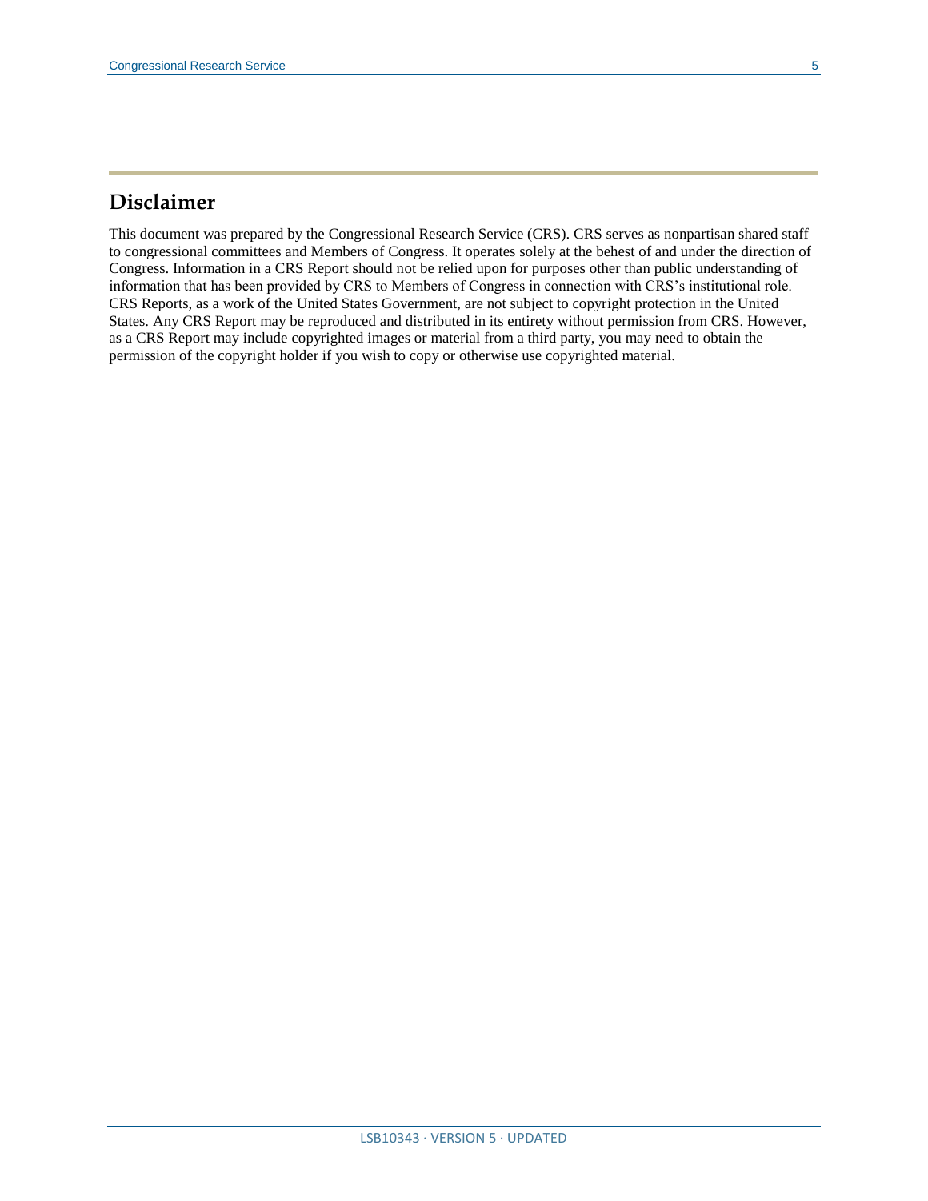## Disclaimer

This document was prepared by the Congressional Research Service (CRS). CRS serves as nonpartisan shared staff to congressional committees and Members of Congress. It operates solely at the behest of and under the direction of Congress. Information in a CRS Report should not be relied upon for purposes other than public understanding of information that has been provided by CRS to Members of Congress in connection with CRS's institutional role. CRS Reports, as a work of the United States Government, are not subject to copyright protection in the United States. Any CRS Report may be reproduced and distributed in its entirety without permission from CRS. However, as a CRS Report may include copyrighted images or material from a third party, you may need to obtain the permission of the copyright holder if you wish to copy or otherwise use copyrighted material.